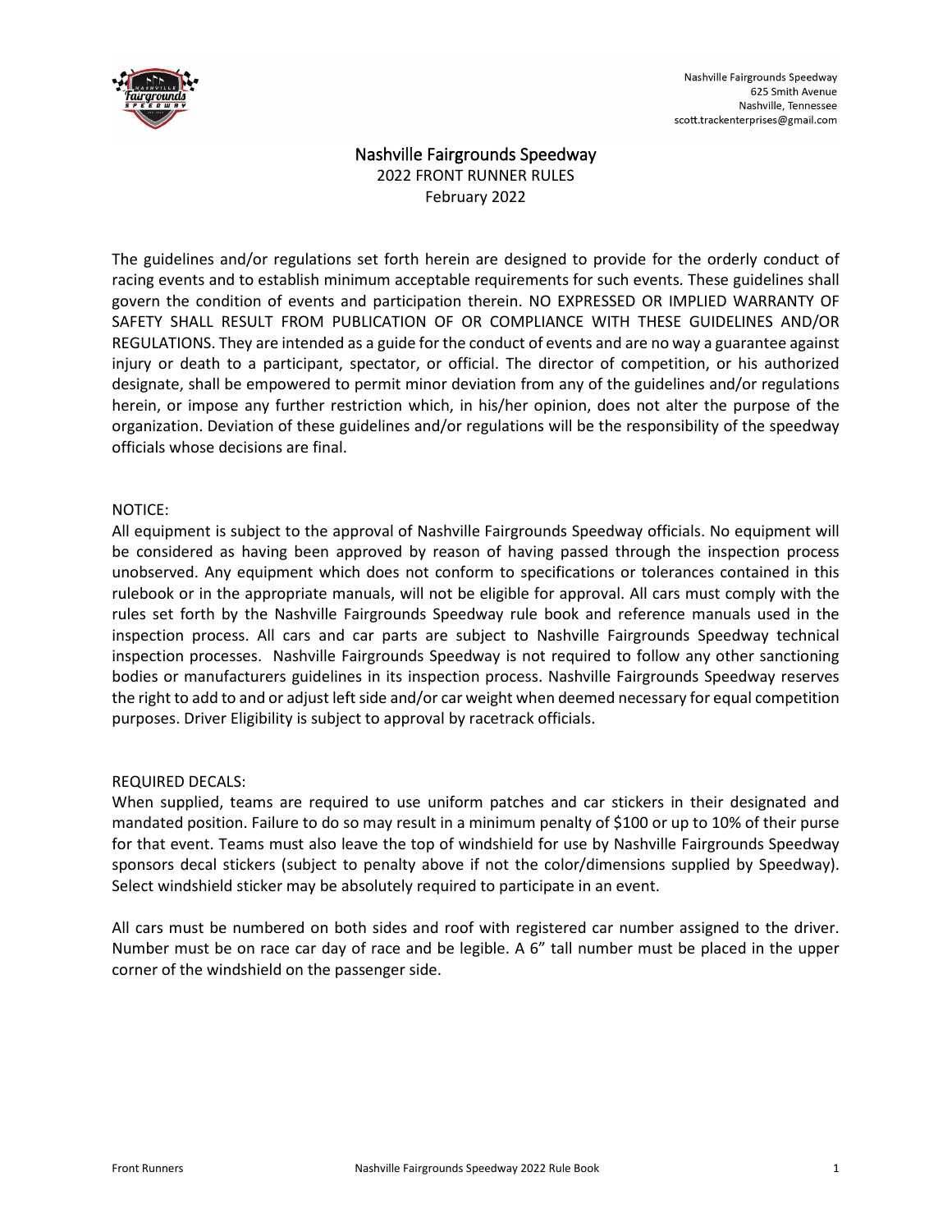Nashville Fairgrounds Speedway
625 Smith Avenue
Nashville, Tennessee
scott.trackenterprises@gmail.com

# Nashville Fairgrounds Speedway

## 2022 FRONT RUNNER RULES

February 2022

The guidelines and/or regulations set forth herein are designed to provide for the orderly conduct of racing events and to establish minimum acceptable requirements for such events. These guidelines shall govern the condition of events and participation therein. NO EXPRESSED OR IMPLIED WARRANTY OF SAFETY SHALL RESULT FROM PUBLICATION OF OR COMPLIANCE WITH THESE GUIDELINES AND/OR REGULATIONS. They are intended as a guide for the conduct of events and are no way a guarantee against injury or death to a participant, spectator, or official. The director of competition, or his authorized designate, shall be empowered to permit minor deviation from any of the guidelines and/or regulations herein, or impose any further restriction which, in his/her opinion, does not alter the purpose of the organization. Deviation of these guidelines and/or regulations will be the responsibility of the speedway officials whose decisions are final.

NOTICE:
All equipment is subject to the approval of Nashville Fairgrounds Speedway officials. No equipment will be considered as having been approved by reason of having passed through the inspection process unobserved. Any equipment which does not conform to specifications or tolerances contained in this rulebook or in the appropriate manuals, will not be eligible for approval. All cars must comply with the rules set forth by the Nashville Fairgrounds Speedway rule book and reference manuals used in the inspection process. All cars and car parts are subject to Nashville Fairgrounds Speedway technical inspection processes. Nashville Fairgrounds Speedway is not required to follow any other sanctioning bodies or manufacturers guidelines in its inspection process. Nashville Fairgrounds Speedway reserves the right to add to and or adjust left side and/or car weight when deemed necessary for equal competition purposes. Driver Eligibility is subject to approval by racetrack officials.

REQUIRED DECALS:
When supplied, teams are required to use uniform patches and car stickers in their designated and mandated position. Failure to do so may result in a minimum penalty of $100 or up to 10% of their purse for that event. Teams must also leave the top of windshield for use by Nashville Fairgrounds Speedway sponsors decal stickers (subject to penalty above if not the color/dimensions supplied by Speedway). Select windshield sticker may be absolutely required to participate in an event.

All cars must be numbered on both sides and roof with registered car number assigned to the driver. Number must be on race car day of race and be legible. A 6" tall number must be placed in the upper corner of the windshield on the passenger side.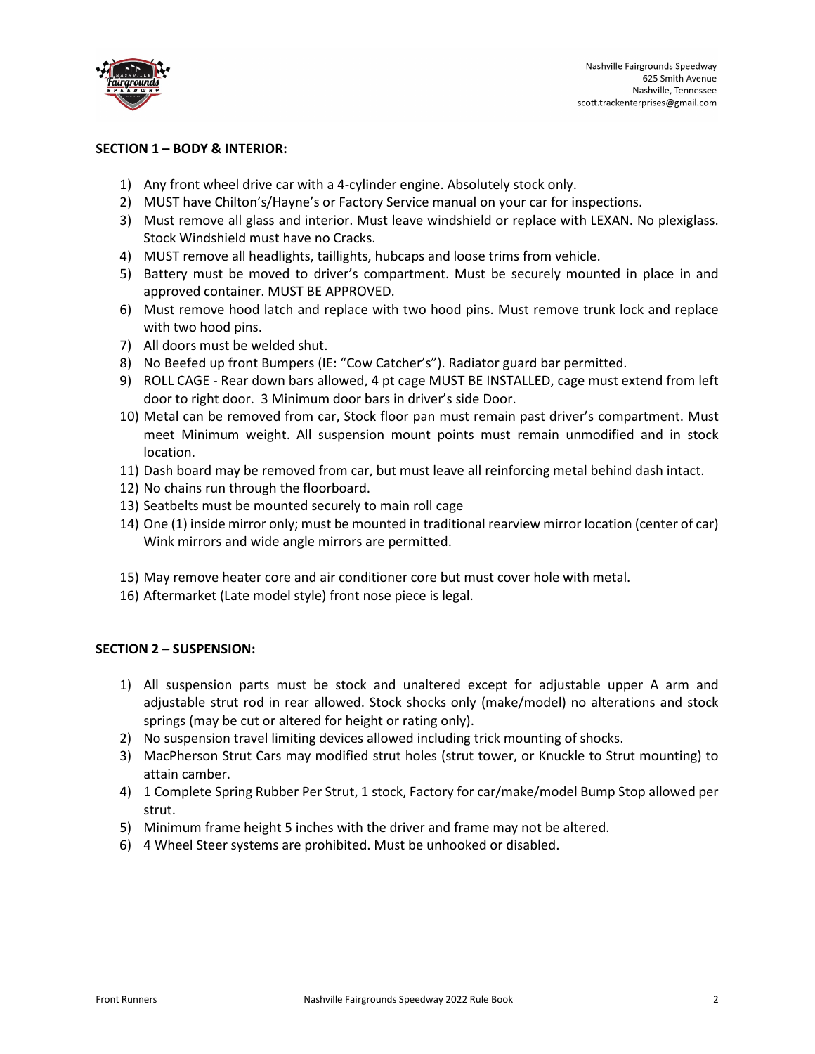Nashville Fairgrounds Speedway
625 Smith Avenue
Nashville, Tennessee
scott.trackenterprises@gmail.com

**SECTION 1 – BODY & INTERIOR:**

1) Any front wheel drive car with a 4-cylinder engine. Absolutely stock only.
2) MUST have Chilton's/Hayne's or Factory Service manual on your car for inspections.
3) Must remove all glass and interior. Must leave windshield or replace with LEXAN. No plexiglass. Stock Windshield must have no Cracks.
4) MUST remove all headlights, taillights, hubcaps and loose trims from vehicle.
5) Battery must be moved to driver's compartment. Must be securely mounted in place in and approved container. MUST BE APPROVED.
6) Must remove hood latch and replace with two hood pins. Must remove trunk lock and replace with two hood pins.
7) All doors must be welded shut.
8) No Beefed up front Bumpers (IE: "Cow Catcher's"). Radiator guard bar permitted.
9) ROLL CAGE - Rear down bars allowed, 4 pt cage MUST BE INSTALLED, cage must extend from left door to right door. 3 Minimum door bars in driver's side Door.
10) Metal can be removed from car, Stock floor pan must remain past driver's compartment. Must meet Minimum weight. All suspension mount points must remain unmodified and in stock location.
11) Dash board may be removed from car, but must leave all reinforcing metal behind dash intact.
12) No chains run through the floorboard.
13) Seatbelts must be mounted securely to main roll cage
14) One (1) inside mirror only; must be mounted in traditional rearview mirror location (center of car) Wink mirrors and wide angle mirrors are permitted.
15) May remove heater core and air conditioner core but must cover hole with metal.
16) Aftermarket (Late model style) front nose piece is legal.

**SECTION 2 – SUSPENSION:**

1) All suspension parts must be stock and unaltered except for adjustable upper A arm and adjustable strut rod in rear allowed. Stock shocks only (make/model) no alterations and stock springs (may be cut or altered for height or rating only).
2) No suspension travel limiting devices allowed including trick mounting of shocks.
3) MacPherson Strut Cars may modified strut holes (strut tower, or Knuckle to Strut mounting) to attain camber.
4) 1 Complete Spring Rubber Per Strut, 1 stock, Factory for car/make/model Bump Stop allowed per strut.
5) Minimum frame height 5 inches with the driver and frame may not be altered.
6) 4 Wheel Steer systems are prohibited. Must be unhooked or disabled.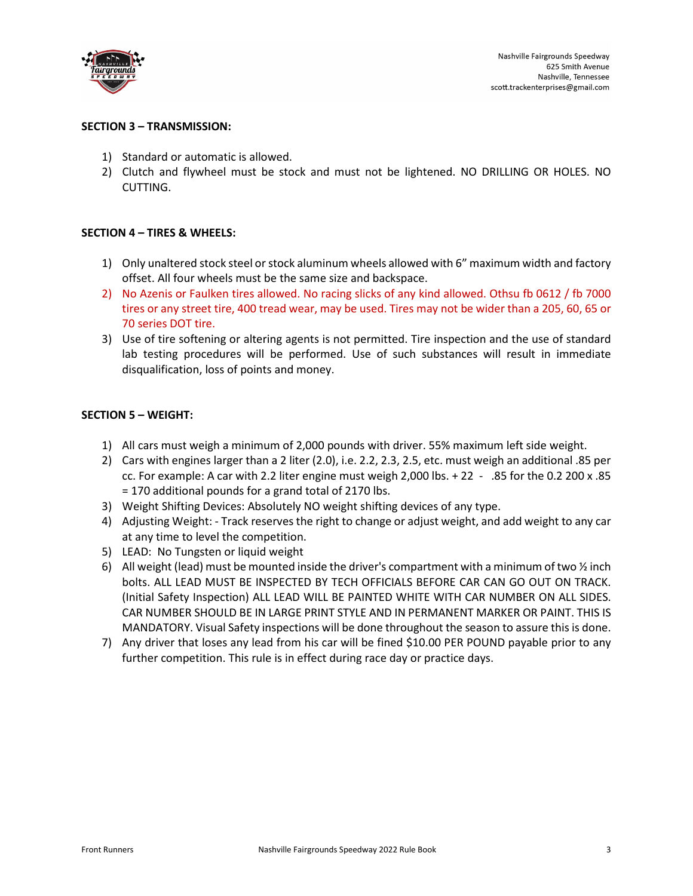## SECTION 3 – TRANSMISSION:

1) Standard or automatic is allowed.
2) Clutch and flywheel must be stock and must not be lightened. NO DRILLING OR HOLES. NO CUTTING.

## SECTION 4 – TIRES & WHEELS:

1) Only unaltered stock steel or stock aluminum wheels allowed with 6" maximum width and factory offset. All four wheels must be the same size and backspace.
2) No Azenis or Faulken tires allowed. No racing slicks of any kind allowed. Othsu fb 0612 / fb 7000 tires or any street tire, 400 tread wear, may be used. Tires may not be wider than a 205, 60, 65 or 70 series DOT tire.
3) Use of tire softening or altering agents is not permitted. Tire inspection and the use of standard lab testing procedures will be performed. Use of such substances will result in immediate disqualification, loss of points and money.

## SECTION 5 – WEIGHT:

1) All cars must weigh a minimum of 2,000 pounds with driver. 55% maximum left side weight.
2) Cars with engines larger than a 2 liter (2.0), i.e. 2.2, 2.3, 2.5, etc. must weigh an additional .85 per cc. For example: A car with 2.2 liter engine must weigh 2,000 lbs. + 22 - .85 for the 0.2 200 x .85 = 170 additional pounds for a grand total of 2170 lbs.
3) Weight Shifting Devices: Absolutely NO weight shifting devices of any type.
4) Adjusting Weight: - Track reserves the right to change or adjust weight, and add weight to any car at any time to level the competition.
5) LEAD: No Tungsten or liquid weight
6) All weight (lead) must be mounted inside the driver's compartment with a minimum of two ½ inch bolts. ALL LEAD MUST BE INSPECTED BY TECH OFFICIALS BEFORE CAR CAN GO OUT ON TRACK. (Initial Safety Inspection) ALL LEAD WILL BE PAINTED WHITE WITH CAR NUMBER ON ALL SIDES. CAR NUMBER SHOULD BE IN LARGE PRINT STYLE AND IN PERMANENT MARKER OR PAINT. THIS IS MANDATORY. Visual Safety inspections will be done throughout the season to assure this is done.
7) Any driver that loses any lead from his car will be fined $10.00 PER POUND payable prior to any further competition. This rule is in effect during race day or practice days.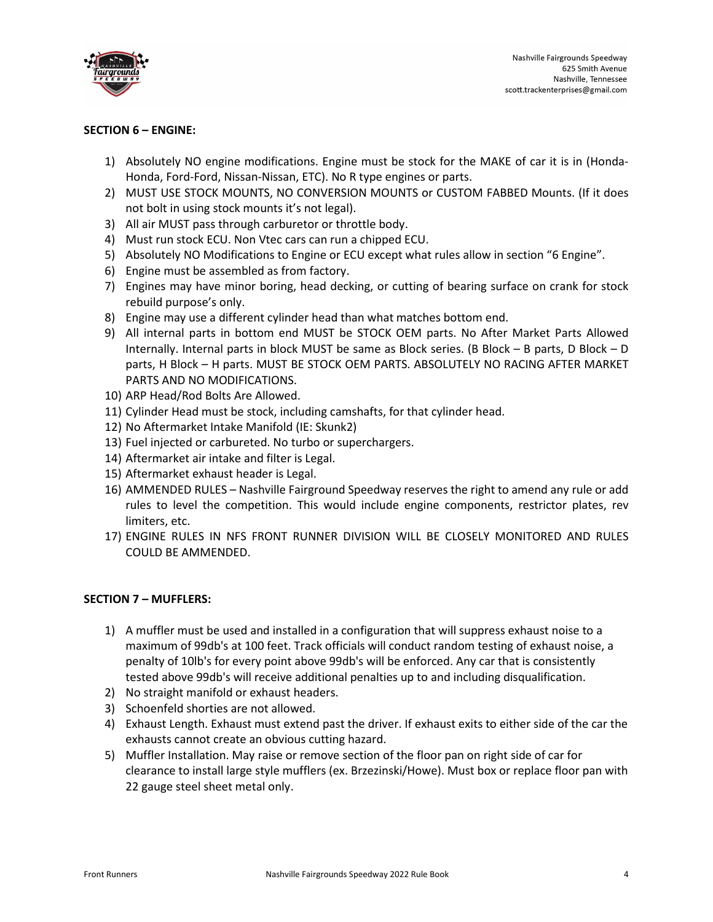## SECTION 6 – ENGINE:

1) Absolutely NO engine modifications. Engine must be stock for the MAKE of car it is in (Honda-Honda, Ford-Ford, Nissan-Nissan, ETC). No R type engines or parts.
2) MUST USE STOCK MOUNTS, NO CONVERSION MOUNTS or CUSTOM FABBED Mounts. (If it does not bolt in using stock mounts it's not legal).
3) All air MUST pass through carburetor or throttle body.
4) Must run stock ECU. Non Vtec cars can run a chipped ECU.
5) Absolutely NO Modifications to Engine or ECU except what rules allow in section "6 Engine".
6) Engine must be assembled as from factory.
7) Engines may have minor boring, head decking, or cutting of bearing surface on crank for stock rebuild purpose's only.
8) Engine may use a different cylinder head than what matches bottom end.
9) All internal parts in bottom end MUST be STOCK OEM parts. No After Market Parts Allowed Internally. Internal parts in block MUST be same as Block series. (B Block – B parts, D Block – D parts, H Block – H parts. MUST BE STOCK OEM PARTS. ABSOLUTELY NO RACING AFTER MARKET PARTS AND NO MODIFICATIONS.
10) ARP Head/Rod Bolts Are Allowed.
11) Cylinder Head must be stock, including camshafts, for that cylinder head.
12) No Aftermarket Intake Manifold (IE: Skunk2)
13) Fuel injected or carbureted. No turbo or superchargers.
14) Aftermarket air intake and filter is Legal.
15) Aftermarket exhaust header is Legal.
16) AMMENDED RULES – Nashville Fairground Speedway reserves the right to amend any rule or add rules to level the competition. This would include engine components, restrictor plates, rev limiters, etc.
17) ENGINE RULES IN NFS FRONT RUNNER DIVISION WILL BE CLOSELY MONITORED AND RULES COULD BE AMMENDED.

## SECTION 7 – MUFFLERS:

1) A muffler must be used and installed in a configuration that will suppress exhaust noise to a maximum of 99db's at 100 feet. Track officials will conduct random testing of exhaust noise, a penalty of 10lb's for every point above 99db's will be enforced. Any car that is consistently tested above 99db's will receive additional penalties up to and including disqualification.
2) No straight manifold or exhaust headers.
3) Schoenfeld shorties are not allowed.
4) Exhaust Length. Exhaust must extend past the driver. If exhaust exits to either side of the car the exhausts cannot create an obvious cutting hazard.
5) Muffler Installation. May raise or remove section of the floor pan on right side of car for clearance to install large style mufflers (ex. Brzezinski/Howe). Must box or replace floor pan with 22 gauge steel sheet metal only.